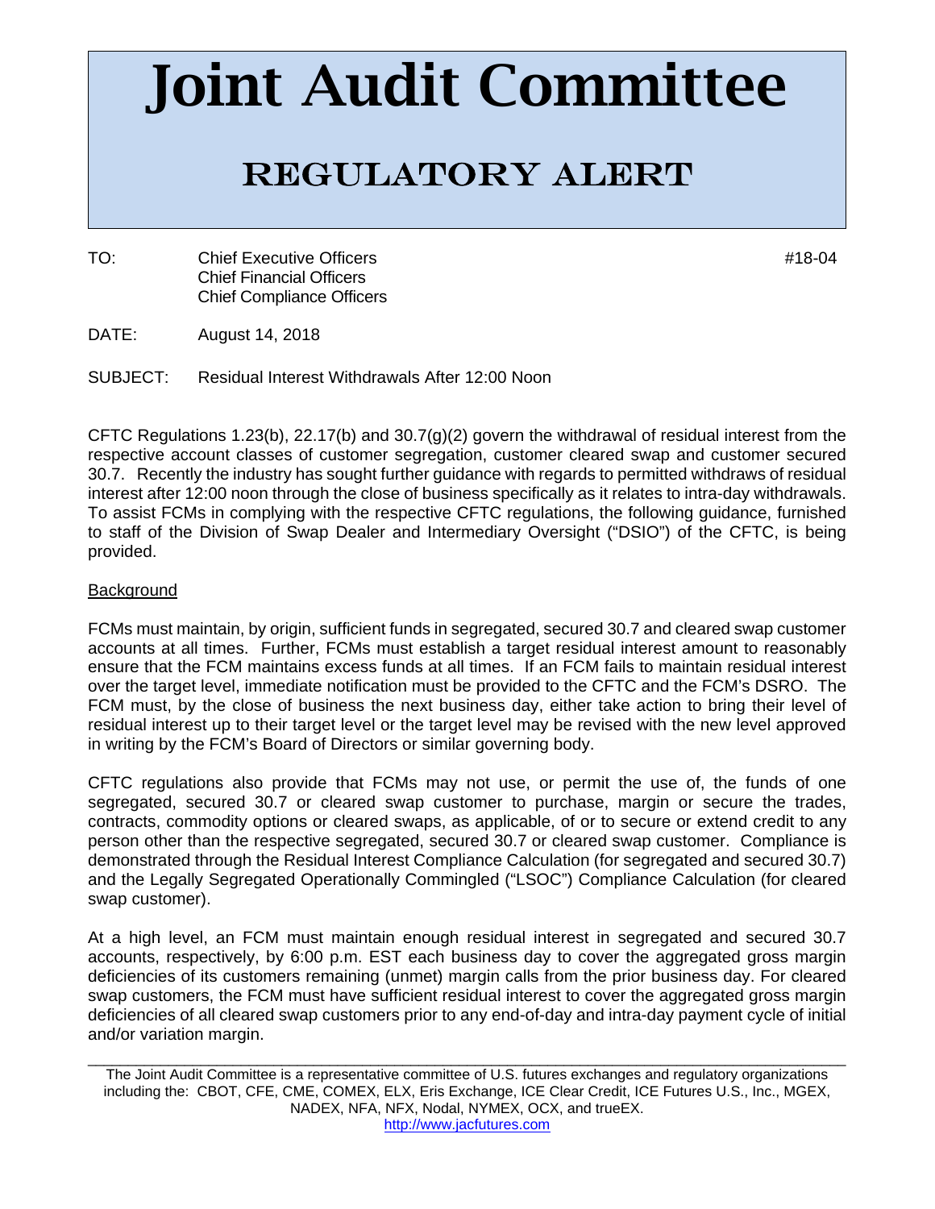# Joint Audit Committee

## REGULATORY ALERT

TO: Chief Executive Officers
Chief Financial Officers
Chief Compliance Officers

#18-04

DATE: August 14, 2018

SUBJECT: Residual Interest Withdrawals After 12:00 Noon

CFTC Regulations 1.23(b), 22.17(b) and 30.7(g)(2) govern the withdrawal of residual interest from the respective account classes of customer segregation, customer cleared swap and customer secured 30.7. Recently the industry has sought further guidance with regards to permitted withdraws of residual interest after 12:00 noon through the close of business specifically as it relates to intra-day withdrawals. To assist FCMs in complying with the respective CFTC regulations, the following guidance, furnished to staff of the Division of Swap Dealer and Intermediary Oversight ("DSIO") of the CFTC, is being provided.

Background

FCMs must maintain, by origin, sufficient funds in segregated, secured 30.7 and cleared swap customer accounts at all times. Further, FCMs must establish a target residual interest amount to reasonably ensure that the FCM maintains excess funds at all times. If an FCM fails to maintain residual interest over the target level, immediate notification must be provided to the CFTC and the FCM's DSRO. The FCM must, by the close of business the next business day, either take action to bring their level of residual interest up to their target level or the target level may be revised with the new level approved in writing by the FCM's Board of Directors or similar governing body.

CFTC regulations also provide that FCMs may not use, or permit the use of, the funds of one segregated, secured 30.7 or cleared swap customer to purchase, margin or secure the trades, contracts, commodity options or cleared swaps, as applicable, of or to secure or extend credit to any person other than the respective segregated, secured 30.7 or cleared swap customer. Compliance is demonstrated through the Residual Interest Compliance Calculation (for segregated and secured 30.7) and the Legally Segregated Operationally Commingled ("LSOC") Compliance Calculation (for cleared swap customer).

At a high level, an FCM must maintain enough residual interest in segregated and secured 30.7 accounts, respectively, by 6:00 p.m. EST each business day to cover the aggregated gross margin deficiencies of its customers remaining (unmet) margin calls from the prior business day. For cleared swap customers, the FCM must have sufficient residual interest to cover the aggregated gross margin deficiencies of all cleared swap customers prior to any end-of-day and intra-day payment cycle of initial and/or variation margin.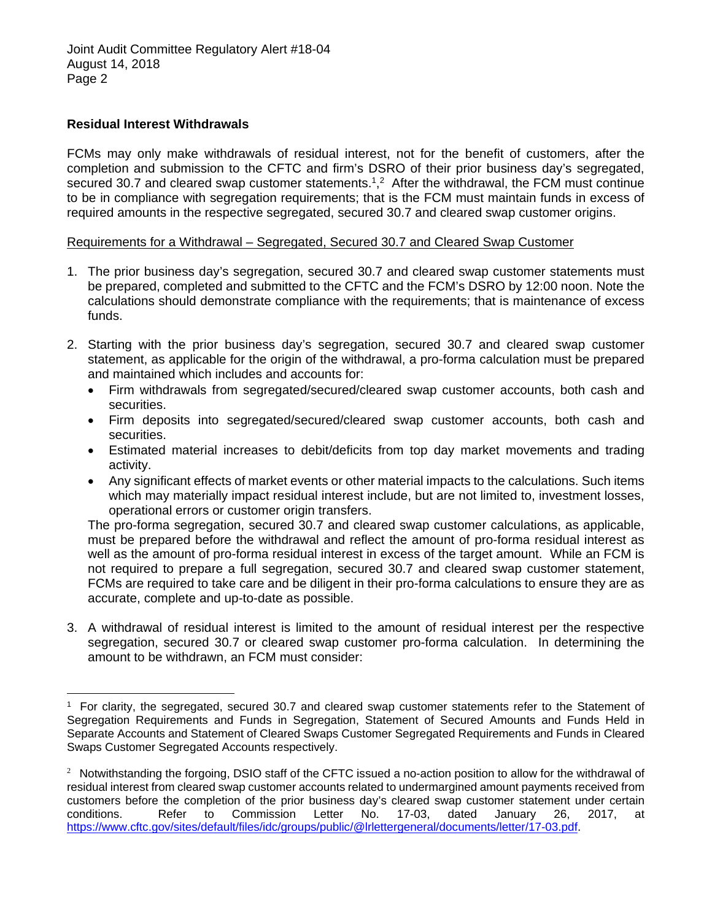## Residual Interest Withdrawals

FCMs may only make withdrawals of residual interest, not for the benefit of customers, after the completion and submission to the CFTC and firm's DSRO of their prior business day's segregated, secured 30.7 and cleared swap customer statements.[1,2] After the withdrawal, the FCM must continue to be in compliance with segregation requirements; that is the FCM must maintain funds in excess of required amounts in the respective segregated, secured 30.7 and cleared swap customer origins.

<u>Requirements for a Withdrawal – Segregated, Secured 30.7 and Cleared Swap Customer</u>

1. The prior business day's segregation, secured 30.7 and cleared swap customer statements must be prepared, completed and submitted to the CFTC and the FCM's DSRO by 12:00 noon. Note the calculations should demonstrate compliance with the requirements; that is maintenance of excess funds.

2. Starting with the prior business day's segregation, secured 30.7 and cleared swap customer statement, as applicable for the origin of the withdrawal, a pro-forma calculation must be prepared and maintained which includes and accounts for:
   - Firm withdrawals from segregated/secured/cleared swap customer accounts, both cash and securities.
   - Firm deposits into segregated/secured/cleared swap customer accounts, both cash and securities.
   - Estimated material increases to debit/deficits from top day market movements and trading activity.
   - Any significant effects of market events or other material impacts to the calculations. Such items which may materially impact residual interest include, but are not limited to, investment losses, operational errors or customer origin transfers.

   The pro-forma segregation, secured 30.7 and cleared swap customer calculations, as applicable, must be prepared before the withdrawal and reflect the amount of pro-forma residual interest as well as the amount of pro-forma residual interest in excess of the target amount. While an FCM is not required to prepare a full segregation, secured 30.7 and cleared swap customer statement, FCMs are required to take care and be diligent in their pro-forma calculations to ensure they are as accurate, complete and up-to-date as possible.

3. A withdrawal of residual interest is limited to the amount of residual interest per the respective segregation, secured 30.7 or cleared swap customer pro-forma calculation. In determining the amount to be withdrawn, an FCM must consider:

---

[1] For clarity, the segregated, secured 30.7 and cleared swap customer statements refer to the Statement of Segregation Requirements and Funds in Segregation, Statement of Secured Amounts and Funds Held in Separate Accounts and Statement of Cleared Swaps Customer Segregated Requirements and Funds in Cleared Swaps Customer Segregated Accounts respectively.

[2] Notwithstanding the forgoing, DSIO staff of the CFTC issued a no-action position to allow for the withdrawal of residual interest from cleared swap customer accounts related to undermargined amount payments received from customers before the completion of the prior business day's cleared swap customer statement under certain conditions. Refer to Commission Letter No. 17-03, dated January 26, 2017, at https://www.cftc.gov/sites/default/files/idc/groups/public/@lrlettergeneral/documents/letter/17-03.pdf.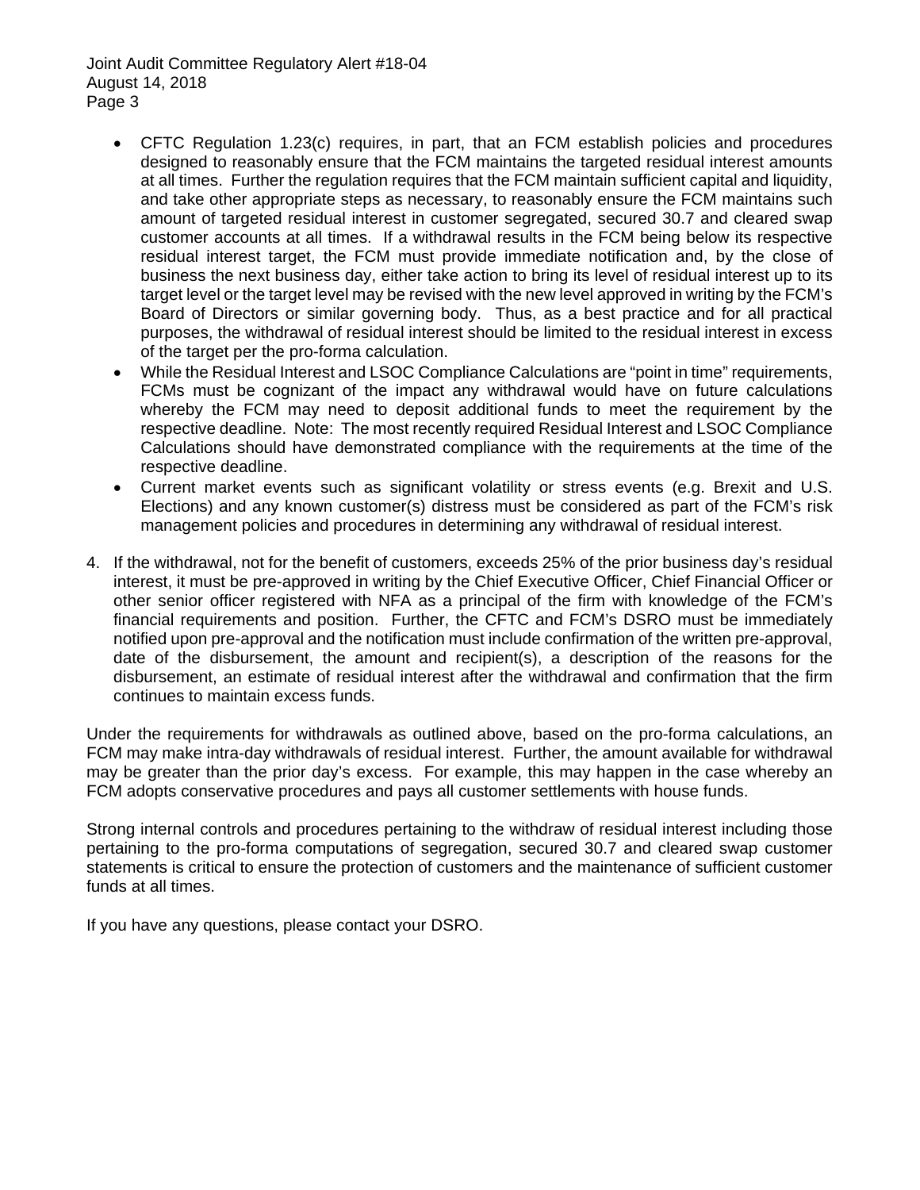- CFTC Regulation 1.23(c) requires, in part, that an FCM establish policies and procedures designed to reasonably ensure that the FCM maintains the targeted residual interest amounts at all times. Further the regulation requires that the FCM maintain sufficient capital and liquidity, and take other appropriate steps as necessary, to reasonably ensure the FCM maintains such amount of targeted residual interest in customer segregated, secured 30.7 and cleared swap customer accounts at all times. If a withdrawal results in the FCM being below its respective residual interest target, the FCM must provide immediate notification and, by the close of business the next business day, either take action to bring its level of residual interest up to its target level or the target level may be revised with the new level approved in writing by the FCM's Board of Directors or similar governing body. Thus, as a best practice and for all practical purposes, the withdrawal of residual interest should be limited to the residual interest in excess of the target per the pro-forma calculation.
- While the Residual Interest and LSOC Compliance Calculations are "point in time" requirements, FCMs must be cognizant of the impact any withdrawal would have on future calculations whereby the FCM may need to deposit additional funds to meet the requirement by the respective deadline. Note: The most recently required Residual Interest and LSOC Compliance Calculations should have demonstrated compliance with the requirements at the time of the respective deadline.
- Current market events such as significant volatility or stress events (e.g. Brexit and U.S. Elections) and any known customer(s) distress must be considered as part of the FCM's risk management policies and procedures in determining any withdrawal of residual interest.

4. If the withdrawal, not for the benefit of customers, exceeds 25% of the prior business day's residual interest, it must be pre-approved in writing by the Chief Executive Officer, Chief Financial Officer or other senior officer registered with NFA as a principal of the firm with knowledge of the FCM's financial requirements and position. Further, the CFTC and FCM's DSRO must be immediately notified upon pre-approval and the notification must include confirmation of the written pre-approval, date of the disbursement, the amount and recipient(s), a description of the reasons for the disbursement, an estimate of residual interest after the withdrawal and confirmation that the firm continues to maintain excess funds.

Under the requirements for withdrawals as outlined above, based on the pro-forma calculations, an FCM may make intra-day withdrawals of residual interest. Further, the amount available for withdrawal may be greater than the prior day's excess. For example, this may happen in the case whereby an FCM adopts conservative procedures and pays all customer settlements with house funds.

Strong internal controls and procedures pertaining to the withdraw of residual interest including those pertaining to the pro-forma computations of segregation, secured 30.7 and cleared swap customer statements is critical to ensure the protection of customers and the maintenance of sufficient customer funds at all times.

If you have any questions, please contact your DSRO.